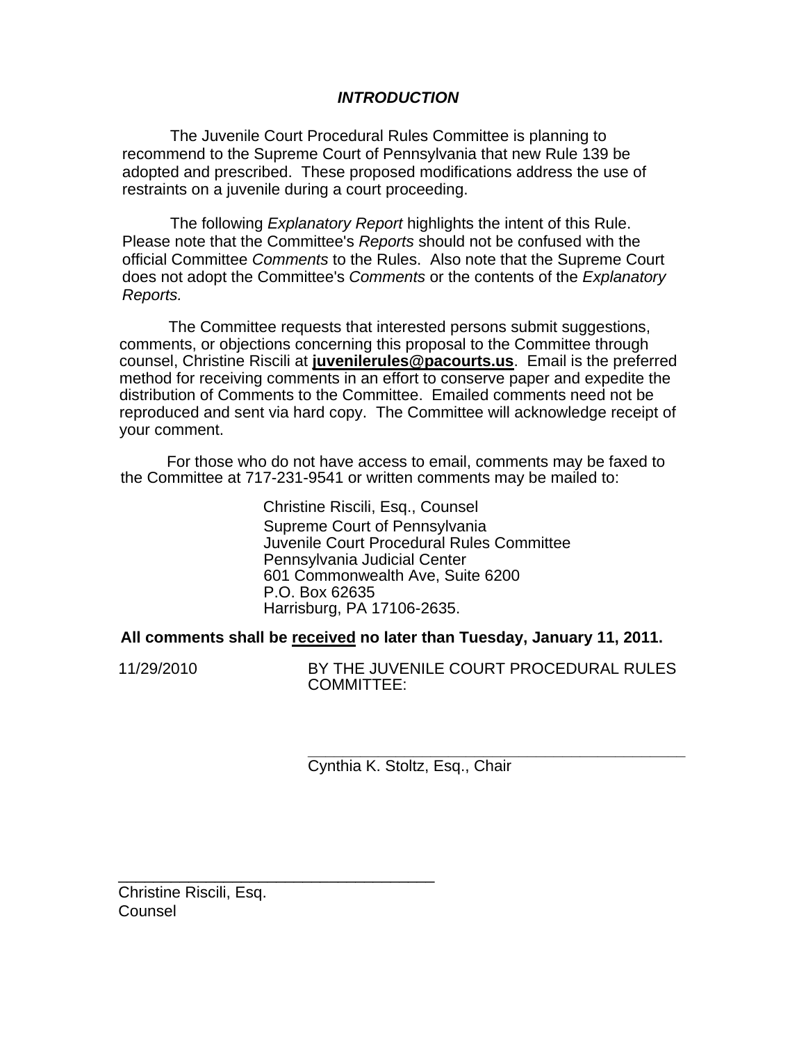***INTRODUCTION***

The Juvenile Court Procedural Rules Committee is planning to recommend to the Supreme Court of Pennsylvania that new Rule 139 be adopted and prescribed. These proposed modifications address the use of restraints on a juvenile during a court proceeding.

The following *Explanatory Report* highlights the intent of this Rule. Please note that the Committee's *Reports* should not be confused with the official Committee *Comments* to the Rules. Also note that the Supreme Court does not adopt the Committee's *Comments* or the contents of the *Explanatory Reports.*

The Committee requests that interested persons submit suggestions, comments, or objections concerning this proposal to the Committee through counsel, Christine Riscili at **juvenilerules@pacourts.us**. Email is the preferred method for receiving comments in an effort to conserve paper and expedite the distribution of Comments to the Committee. Emailed comments need not be reproduced and sent via hard copy. The Committee will acknowledge receipt of your comment.

For those who do not have access to email, comments may be faxed to the Committee at 717-231-9541 or written comments may be mailed to:

Christine Riscili, Esq., Counsel
Supreme Court of Pennsylvania
Juvenile Court Procedural Rules Committee
Pennsylvania Judicial Center
601 Commonwealth Ave, Suite 6200
P.O. Box 62635
Harrisburg, PA 17106-2635.

**All comments shall be <u>received</u> no later than Tuesday, January 11, 2011.**

11/29/2010 BY THE JUVENILE COURT PROCEDURAL RULES COMMITTEE:

\_\_\_\_\_\_\_\_\_\_\_\_\_\_\_\_\_\_\_\_\_\_\_\_\_\_\_\_\_\_\_\_\_\_\_\_\_\_\_\_
Cynthia K. Stoltz, Esq., Chair

\_\_\_\_\_\_\_\_\_\_\_\_\_\_\_\_\_\_\_\_\_\_\_\_\_\_\_\_\_\_\_\_\_\_\_\_\_\_\_\_
Christine Riscili, Esq.
Counsel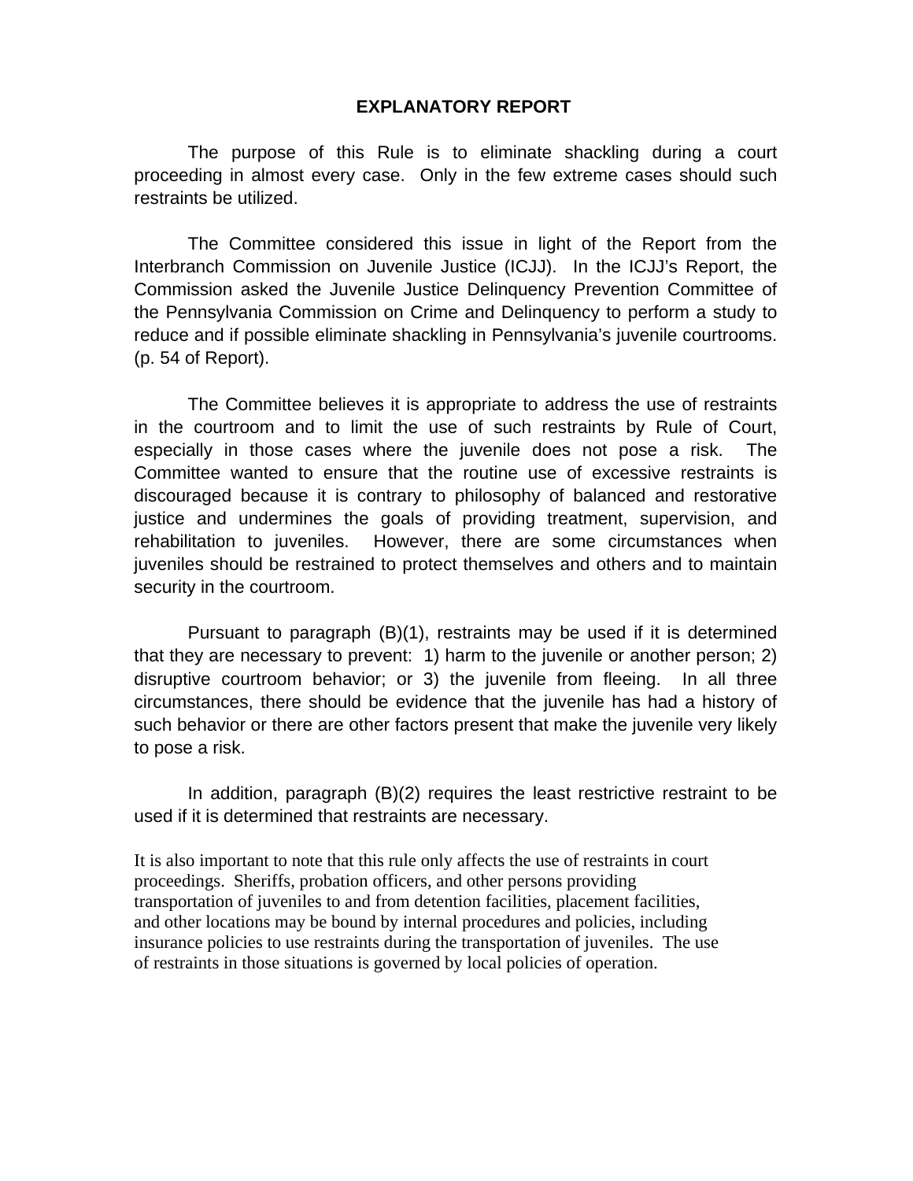## EXPLANATORY REPORT

The purpose of this Rule is to eliminate shackling during a court proceeding in almost every case. Only in the few extreme cases should such restraints be utilized.

The Committee considered this issue in light of the Report from the Interbranch Commission on Juvenile Justice (ICJJ). In the ICJJ's Report, the Commission asked the Juvenile Justice Delinquency Prevention Committee of the Pennsylvania Commission on Crime and Delinquency to perform a study to reduce and if possible eliminate shackling in Pennsylvania's juvenile courtrooms. (p. 54 of Report).

The Committee believes it is appropriate to address the use of restraints in the courtroom and to limit the use of such restraints by Rule of Court, especially in those cases where the juvenile does not pose a risk. The Committee wanted to ensure that the routine use of excessive restraints is discouraged because it is contrary to philosophy of balanced and restorative justice and undermines the goals of providing treatment, supervision, and rehabilitation to juveniles. However, there are some circumstances when juveniles should be restrained to protect themselves and others and to maintain security in the courtroom.

Pursuant to paragraph (B)(1), restraints may be used if it is determined that they are necessary to prevent: 1) harm to the juvenile or another person; 2) disruptive courtroom behavior; or 3) the juvenile from fleeing. In all three circumstances, there should be evidence that the juvenile has had a history of such behavior or there are other factors present that make the juvenile very likely to pose a risk.

In addition, paragraph (B)(2) requires the least restrictive restraint to be used if it is determined that restraints are necessary.

It is also important to note that this rule only affects the use of restraints in court proceedings. Sheriffs, probation officers, and other persons providing transportation of juveniles to and from detention facilities, placement facilities, and other locations may be bound by internal procedures and policies, including insurance policies to use restraints during the transportation of juveniles. The use of restraints in those situations is governed by local policies of operation.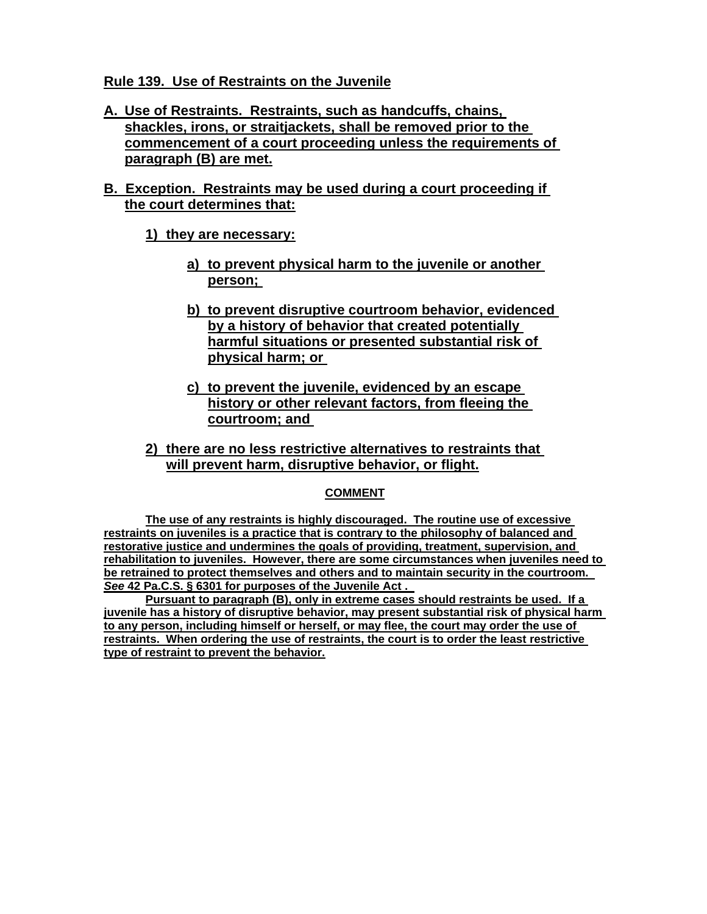**Rule 139. Use of Restraints on the Juvenile**

**A. Use of Restraints. Restraints, such as handcuffs, chains, shackles, irons, or straitjackets, shall be removed prior to the commencement of a court proceeding unless the requirements of paragraph (B) are met.**

**B. Exception. Restraints may be used during a court proceeding if the court determines that:**

**1) they are necessary:**

**a) to prevent physical harm to the juvenile or another person;**

**b) to prevent disruptive courtroom behavior, evidenced by a history of behavior that created potentially harmful situations or presented substantial risk of physical harm; or**

**c) to prevent the juvenile, evidenced by an escape history or other relevant factors, from fleeing the courtroom; and**

**2) there are no less restrictive alternatives to restraints that will prevent harm, disruptive behavior, or flight.**

**COMMENT**

**The use of any restraints is highly discouraged. The routine use of excessive restraints on juveniles is a practice that is contrary to the philosophy of balanced and restorative justice and undermines the goals of providing, treatment, supervision, and rehabilitation to juveniles. However, there are some circumstances when juveniles need to be retrained to protect themselves and others and to maintain security in the courtroom. *See* 42 Pa.C.S. § 6301 for purposes of the Juvenile Act .**

**Pursuant to paragraph (B), only in extreme cases should restraints be used. If a juvenile has a history of disruptive behavior, may present substantial risk of physical harm to any person, including himself or herself, or may flee, the court may order the use of restraints. When ordering the use of restraints, the court is to order the least restrictive type of restraint to prevent the behavior.**